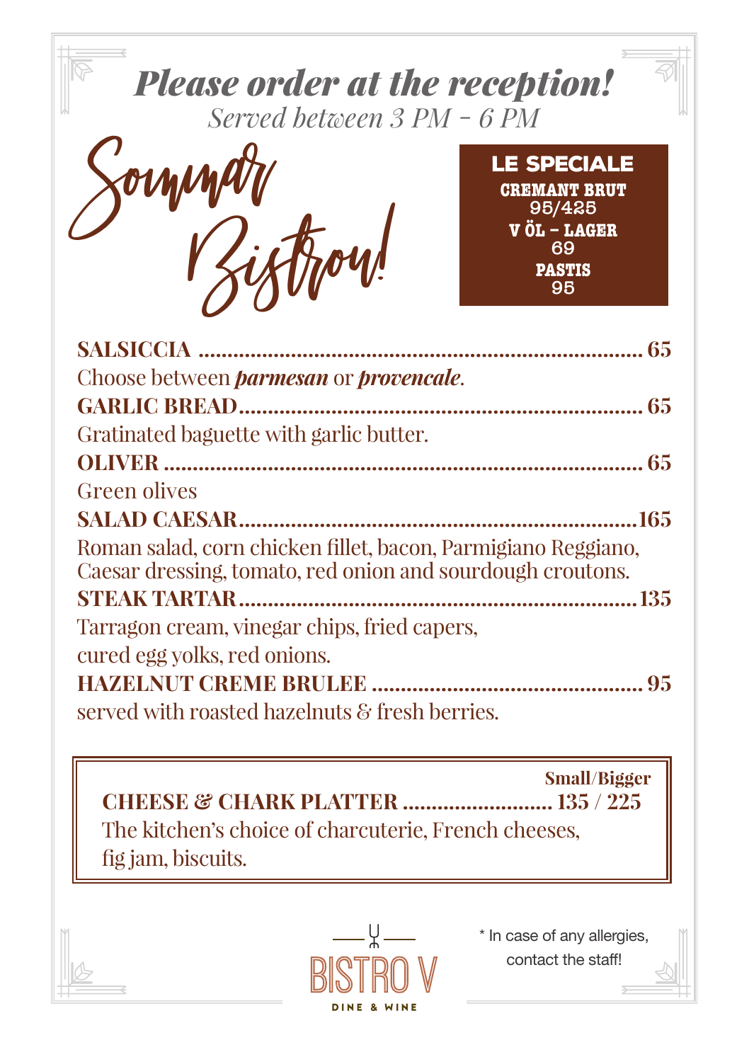# *Please order at the reception!*

*Served between 3 PM - 6 PM*

## Sommar Bistro!

**LE SPECIALE**

**CREMANT BRUT**
95/425

**V ÖL – LAGER**
69

**PASTIS**
95

**SALSICCIA ........ 65**
Choose between ***parmesan*** or ***provencale***.

**GARLIC BREAD ........ 65**
Gratinated baguette with garlic butter.

**OLIVER ........ 65**
Green olives

**SALAD CAESAR ........ 165**
Roman salad, corn chicken fillet, bacon, Parmigiano Reggiano, Caesar dressing, tomato, red onion and sourdough croutons.

**STEAK TARTAR ........ 135**
Tarragon cream, vinegar chips, fried capers, cured egg yolks, red onions.

**HAZELNUT CREME BRULEE ........ 95**
served with roasted hazelnuts & fresh berries.

**Small/Bigger**
**CHEESE & CHARK PLATTER ........ 135 / 225**
The kitchen's choice of charcuterie, French cheeses, fig jam, biscuits.

BISTRO V
DINE & WINE

\* In case of any allergies, contact the staff!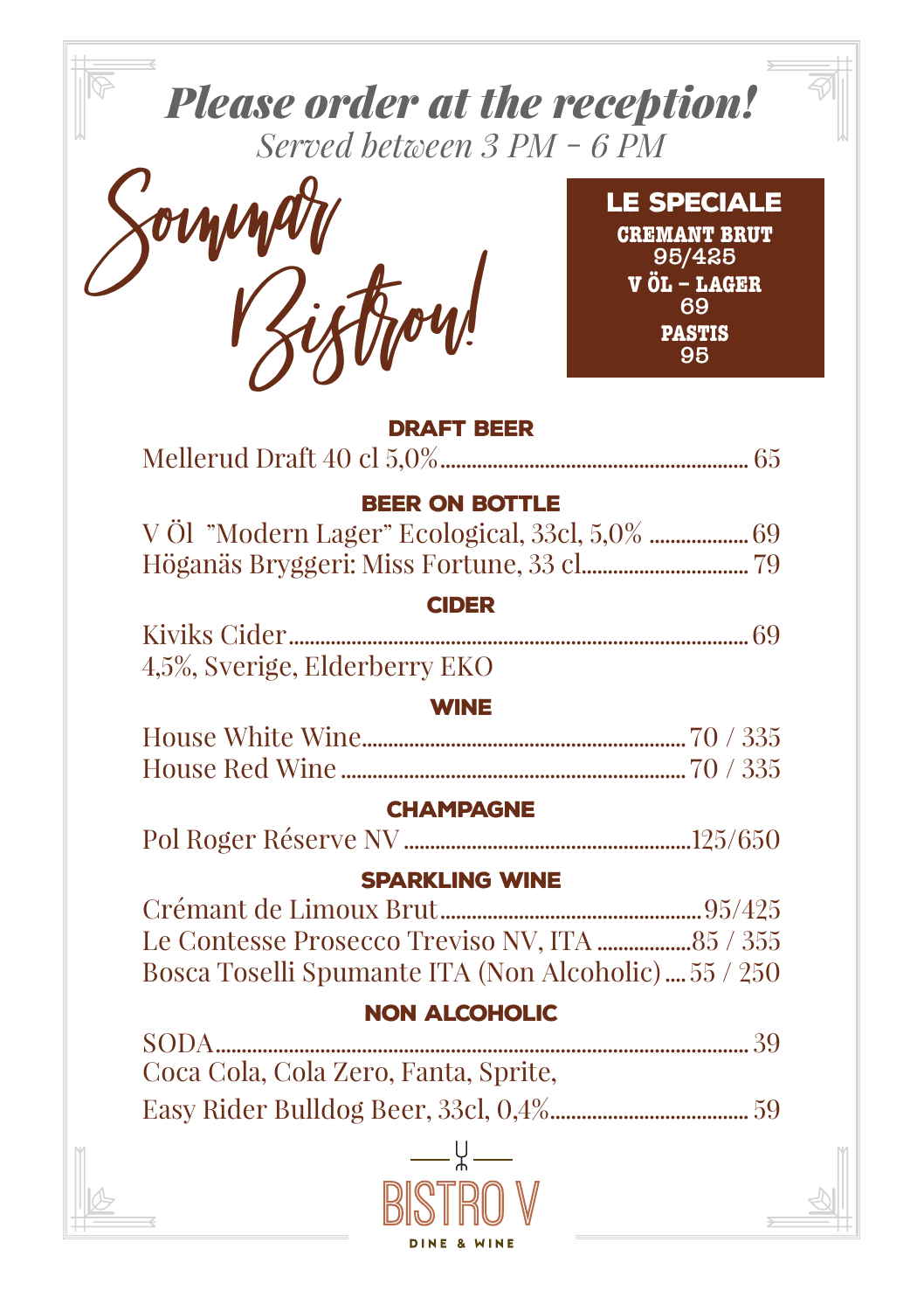# *Please order at the reception!*

*Served between 3 PM - 6 PM*

Sommar Bistrou!

**LE SPECIALE**

**CREMANT BRUT**
95/425

**V ÖL – LAGER**
69

**PASTIS**
95

## DRAFT BEER

Mellerud Draft 40 cl 5,0% .......... 65

## BEER ON BOTTLE

V Öl "Modern Lager" Ecological, 33cl, 5,0% .......... 69
Höganäs Bryggeri: Miss Fortune, 33 cl .......... 79

## CIDER

Kiviks Cider .......... 69
4,5%, Sverige, Elderberry EKO

## WINE

House White Wine .......... 70 / 335
House Red Wine .......... 70 / 335

## CHAMPAGNE

Pol Roger Réserve NV .......... 125/650

## SPARKLING WINE

Crémant de Limoux Brut .......... 95/425
Le Contesse Prosecco Treviso NV, ITA .......... 85 / 355
Bosca Toselli Spumante ITA (Non Alcoholic) .......... 55 / 250

## NON ALCOHOLIC

SODA .......... 39
Coca Cola, Cola Zero, Fanta, Sprite,
Easy Rider Bulldog Beer, 33cl, 0,4% .......... 59

BISTRO V
DINE & WINE